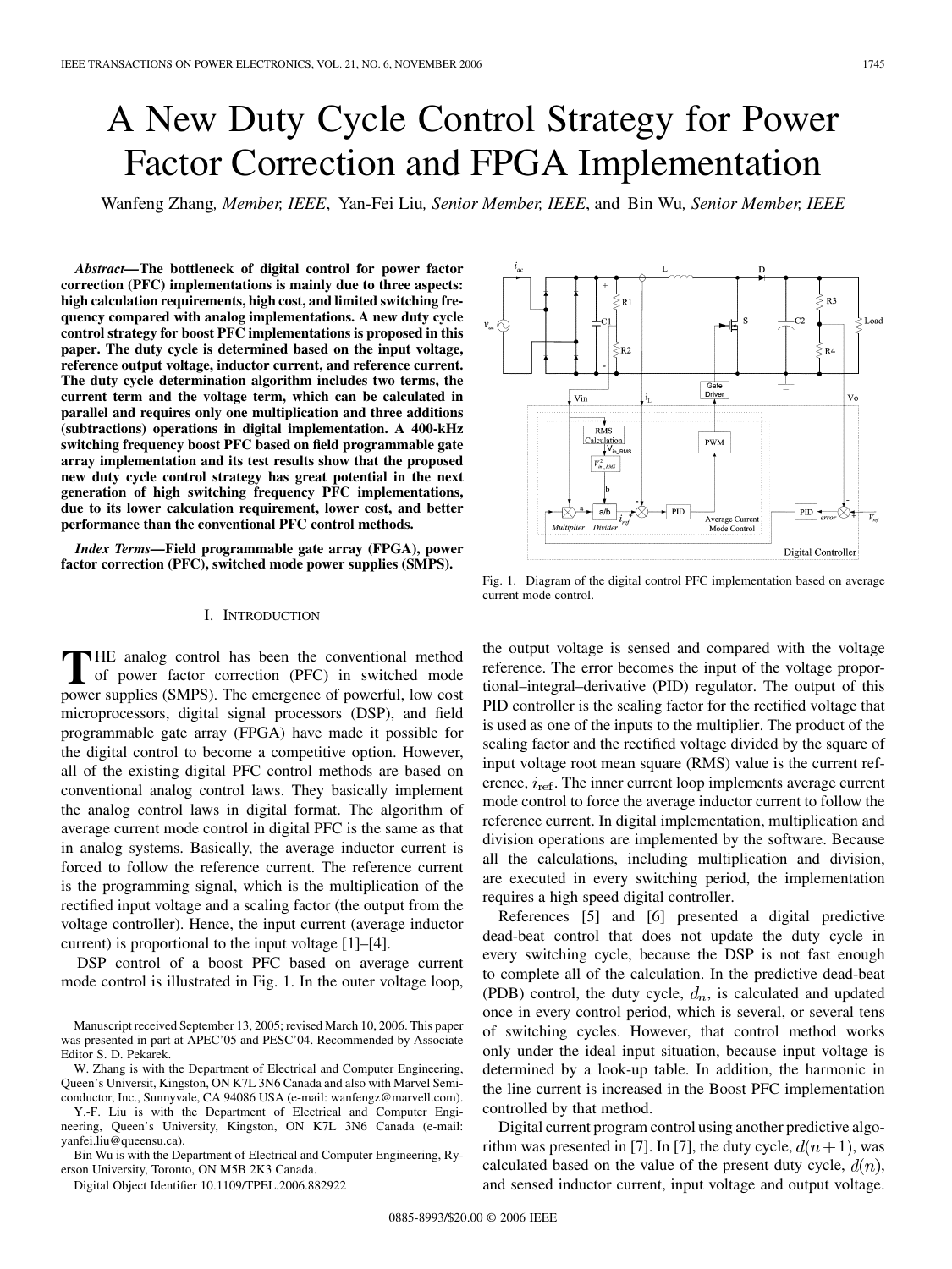# A New Duty Cycle Control Strategy for Power Factor Correction and FPGA Implementation

Wanfeng Zhang, *Member, IEEE*, Yan-Fei Liu, *Senior Member, IEEE*, and Bin Wu, *Senior Member, IEEE*

***Abstract*—The bottleneck of digital control for power factor correction (PFC) implementations is mainly due to three aspects: high calculation requirements, high cost, and limited switching frequency compared with analog implementations. A new duty cycle control strategy for boost PFC implementations is proposed in this paper. The duty cycle is determined based on the input voltage, reference output voltage, inductor current, and reference current. The duty cycle determination algorithm includes two terms, the current term and the voltage term, which can be calculated in parallel and requires only one multiplication and three additions (subtractions) operations in digital implementation. A 400-kHz switching frequency boost PFC based on field programmable gate array implementation and its test results show that the proposed new duty cycle control strategy has great potential in the next generation of high switching frequency PFC implementations, due to its lower calculation requirement, lower cost, and better performance than the conventional PFC control methods.**

***Index Terms*—Field programmable gate array (FPGA), power factor correction (PFC), switched mode power supplies (SMPS).**

Fig. 1. Diagram of the digital control PFC implementation based on average current mode control.

## I. Introduction

The analog control has been the conventional method of power factor correction (PFC) in switched mode power supplies (SMPS). The emergence of powerful, low cost microprocessors, digital signal processors (DSP), and field programmable gate array (FPGA) have made it possible for the digital control to become a competitive option. However, all of the existing digital PFC control methods are based on conventional analog control laws. They basically implement the analog control laws in digital format. The algorithm of average current mode control in digital PFC is the same as that in analog systems. Basically, the average inductor current is forced to follow the reference current. The reference current is the programming signal, which is the multiplication of the rectified input voltage and a scaling factor (the output from the voltage controller). Hence, the input current (average inductor current) is proportional to the input voltage [1]–[4].

DSP control of a boost PFC based on average current mode control is illustrated in Fig. 1. In the outer voltage loop, the output voltage is sensed and compared with the voltage reference. The error becomes the input of the voltage proportional–integral–derivative (PID) regulator. The output of this PID controller is the scaling factor for the rectified voltage that is used as one of the inputs to the multiplier. The product of the scaling factor and the rectified voltage divided by the square of input voltage root mean square (RMS) value is the current reference, $i_{\mathrm{ref}}$. The inner current loop implements average current mode control to force the average inductor current to follow the reference current. In digital implementation, multiplication and division operations are implemented by the software. Because all the calculations, including multiplication and division, are executed in every switching period, the implementation requires a high speed digital controller.

References [5] and [6] presented a digital predictive dead-beat control that does not update the duty cycle in every switching cycle, because the DSP is not fast enough to complete all of the calculation. In the predictive dead-beat (PDB) control, the duty cycle, $d_n$, is calculated and updated once in every control period, which is several, or several tens of switching cycles. However, that control method works only under the ideal input situation, because input voltage is determined by a look-up table. In addition, the harmonic in the line current is increased in the Boost PFC implementation controlled by that method.

Digital current program control using another predictive algorithm was presented in [7]. In [7], the duty cycle, $d(n+1)$, was calculated based on the value of the present duty cycle, $d(n)$, and sensed inductor current, input voltage and output voltage.

Manuscript received September 13, 2005; revised March 10, 2006. This paper was presented in part at APEC'05 and PESC'04. Recommended by Associate Editor S. D. Pekarek.

W. Zhang is with the Department of Electrical and Computer Engineering, Queen's Universit, Kingston, ON K7L 3N6 Canada and also with Marvel Semiconductor, Inc., Sunnyvale, CA 94086 USA (e-mail: wanfengz@marvell.com).

Y.-F. Liu is with the Department of Electrical and Computer Engineering, Queen's University, Kingston, ON K7L 3N6 Canada (e-mail: yanfei.liu@queensu.ca).

Bin Wu is with the Department of Electrical and Computer Engineering, Ryerson University, Toronto, ON M5B 2K3 Canada.

Digital Object Identifier 10.1109/TPEL.2006.882922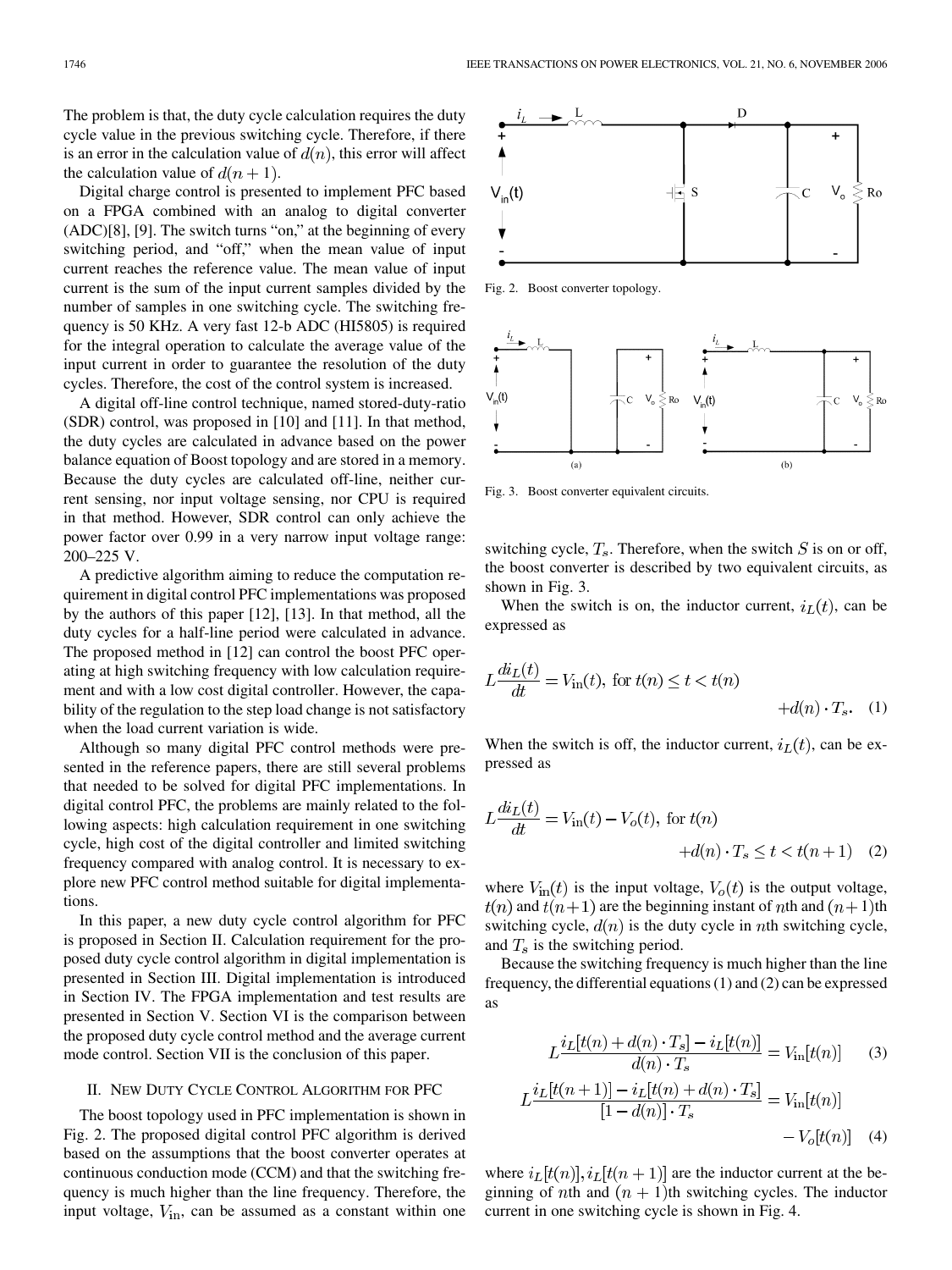The problem is that, the duty cycle calculation requires the duty cycle value in the previous switching cycle. Therefore, if there is an error in the calculation value of $d(n)$, this error will affect the calculation value of $d(n+1)$.

Digital charge control is presented to implement PFC based on a FPGA combined with an analog to digital converter (ADC)[8], [9]. The switch turns "on," at the beginning of every switching period, and "off," when the mean value of input current reaches the reference value. The mean value of input current is the sum of the input current samples divided by the number of samples in one switching cycle. The switching frequency is 50 KHz. A very fast 12-b ADC (HI5805) is required for the integral operation to calculate the average value of the input current in order to guarantee the resolution of the duty cycles. Therefore, the cost of the control system is increased.

A digital off-line control technique, named stored-duty-ratio (SDR) control, was proposed in [10] and [11]. In that method, the duty cycles are calculated in advance based on the power balance equation of Boost topology and are stored in a memory. Because the duty cycles are calculated off-line, neither current sensing, nor input voltage sensing, nor CPU is required in that method. However, SDR control can only achieve the power factor over 0.99 in a very narrow input voltage range: 200–225 V.

A predictive algorithm aiming to reduce the computation requirement in digital control PFC implementations was proposed by the authors of this paper [12], [13]. In that method, all the duty cycles for a half-line period were calculated in advance. The proposed method in [12] can control the boost PFC operating at high switching frequency with low calculation requirement and with a low cost digital controller. However, the capability of the regulation to the step load change is not satisfactory when the load current variation is wide.

Although so many digital PFC control methods were presented in the reference papers, there are still several problems that needed to be solved for digital PFC implementations. In digital control PFC, the problems are mainly related to the following aspects: high calculation requirement in one switching cycle, high cost of the digital controller and limited switching frequency compared with analog control. It is necessary to explore new PFC control method suitable for digital implementations.

In this paper, a new duty cycle control algorithm for PFC is proposed in Section II. Calculation requirement for the proposed duty cycle control algorithm in digital implementation is presented in Section III. Digital implementation is introduced in Section IV. The FPGA implementation and test results are presented in Section V. Section VI is the comparison between the proposed duty cycle control method and the average current mode control. Section VII is the conclusion of this paper.

## II. New Duty Cycle Control Algorithm for PFC

The boost topology used in PFC implementation is shown in Fig. 2. The proposed digital control PFC algorithm is derived based on the assumptions that the boost converter operates at continuous conduction mode (CCM) and that the switching frequency is much higher than the line frequency. Therefore, the input voltage, $V_{\text{in}}$, can be assumed as a constant within one switching cycle, $T_s$. Therefore, when the switch $S$ is on or off, the boost converter is described by two equivalent circuits, as shown in Fig. 3.

Fig. 2. Boost converter topology.

Fig. 3. Boost converter equivalent circuits.

When the switch is on, the inductor current, $i_L(t)$, can be expressed as

$$L\frac{di_L(t)}{dt} = V_{\text{in}}(t), \text{ for } t(n) \le t < t(n) + d(n)\cdot T_s. \quad (1)$$

When the switch is off, the inductor current, $i_L(t)$, can be expressed as

$$L\frac{di_L(t)}{dt} = V_{\text{in}}(t) - V_o(t), \text{ for } t(n) + d(n)\cdot T_s \le t < t(n+1) \quad (2)$$

where $V_{\text{in}}(t)$ is the input voltage, $V_o(t)$ is the output voltage, $t(n)$ and $t(n+1)$ are the beginning instant of $n$th and $(n+1)$th switching cycle, $d(n)$ is the duty cycle in $n$th switching cycle, and $T_s$ is the switching period.

Because the switching frequency is much higher than the line frequency, the differential equations (1) and (2) can be expressed as

$$L\frac{i_L[t(n)+d(n)\cdot T_s] - i_L[t(n)]}{d(n)\cdot T_s} = V_{\text{in}}[t(n)] \quad (3)$$

$$L\frac{i_L[t(n+1)] - i_L[t(n)+d(n)\cdot T_s]}{[1-d(n)]\cdot T_s} = V_{\text{in}}[t(n)] - V_o[t(n)] \quad (4)$$

where $i_L[t(n)], i_L[t(n+1)]$ are the inductor current at the beginning of $n$th and $(n+1)$th switching cycles. The inductor current in one switching cycle is shown in Fig. 4.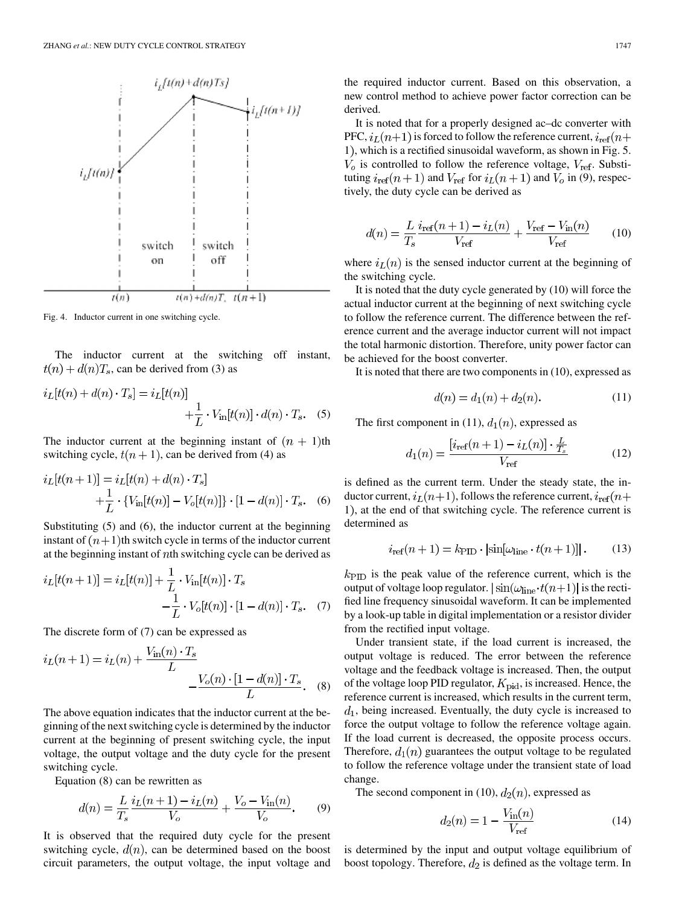Fig. 4. Inductor current in one switching cycle.

The inductor current at the switching off instant, $t(n) + d(n)T_s$, can be derived from (3) as

$$i_L[t(n) + d(n) \cdot T_s] = i_L[t(n)] + \frac{1}{L} \cdot V_{\text{in}}[t(n)] \cdot d(n) \cdot T_s. \quad (5)$$

The inductor current at the beginning instant of $(n+1)$th switching cycle, $t(n+1)$, can be derived from (4) as

$$i_L[t(n+1)] = i_L[t(n) + d(n) \cdot T_s] + \frac{1}{L} \cdot \{V_{\text{in}}[t(n)] - V_o[t(n)]\} \cdot [1 - d(n)] \cdot T_s. \quad (6)$$

Substituting (5) and (6), the inductor current at the beginning instant of $(n+1)$th switch cycle in terms of the inductor current at the beginning instant of $n$th switching cycle can be derived as

$$i_L[t(n+1)] = i_L[t(n)] + \frac{1}{L} \cdot V_{\text{in}}[t(n)] \cdot T_s - \frac{1}{L} \cdot V_o[t(n)] \cdot [1 - d(n)] \cdot T_s. \quad (7)$$

The discrete form of (7) can be expressed as

$$i_L(n+1) = i_L(n) + \frac{V_{\text{in}}(n) \cdot T_s}{L} - \frac{V_o(n) \cdot [1 - d(n)] \cdot T_s}{L}. \quad (8)$$

The above equation indicates that the inductor current at the beginning of the next switching cycle is determined by the inductor current at the beginning of present switching cycle, the input voltage, the output voltage and the duty cycle for the present switching cycle.

Equation (8) can be rewritten as

$$d(n) = \frac{L}{T_s} \frac{i_L(n+1) - i_L(n)}{V_o} + \frac{V_o - V_{\text{in}}(n)}{V_o}. \quad (9)$$

It is observed that the required duty cycle for the present switching cycle, $d(n)$, can be determined based on the boost circuit parameters, the output voltage, the input voltage and the required inductor current. Based on this observation, a new control method to achieve power factor correction can be derived.

It is noted that for a properly designed ac–dc converter with PFC, $i_L(n+1)$ is forced to follow the reference current, $i_{\text{ref}}(n+1)$, which is a rectified sinusoidal waveform, as shown in Fig. 5. $V_o$ is controlled to follow the reference voltage, $V_{\text{ref}}$. Substituting $i_{\text{ref}}(n+1)$ and $V_{\text{ref}}$ for $i_L(n+1)$ and $V_o$ in (9), respectively, the duty cycle can be derived as

$$d(n) = \frac{L}{T_s} \frac{i_{\text{ref}}(n+1) - i_L(n)}{V_{\text{ref}}} + \frac{V_{\text{ref}} - V_{\text{in}}(n)}{V_{\text{ref}}} \quad (10)$$

where $i_L(n)$ is the sensed inductor current at the beginning of the switching cycle.

It is noted that the duty cycle generated by (10) will force the actual inductor current at the beginning of next switching cycle to follow the reference current. The difference between the reference current and the average inductor current will not impact the total harmonic distortion. Therefore, unity power factor can be achieved for the boost converter.

It is noted that there are two components in (10), expressed as

$$d(n) = d_1(n) + d_2(n). \quad (11)$$

The first component in (11), $d_1(n)$, expressed as

$$d_1(n) = \frac{[i_{\text{ref}}(n+1) - i_L(n)] \cdot \frac{L}{T_s}}{V_{\text{ref}}} \quad (12)$$

is defined as the current term. Under the steady state, the inductor current, $i_L(n+1)$, follows the reference current, $i_{\text{ref}}(n+1)$, at the end of that switching cycle. The reference current is determined as

$$i_{\text{ref}}(n+1) = k_{\text{PID}} \cdot |\sin[\omega_{\text{line}} \cdot t(n+1)]|. \quad (13)$$

$k_{\text{PID}}$ is the peak value of the reference current, which is the output of voltage loop regulator. $|\sin(\omega_{\text{line}} \cdot t(n+1)|$ is the rectified line frequency sinusoidal waveform. It can be implemented by a look-up table in digital implementation or a resistor divider from the rectified input voltage.

Under transient state, if the load current is increased, the output voltage is reduced. The error between the reference voltage and the feedback voltage is increased. Then, the output of the voltage loop PID regulator, $K_{\text{pid}}$, is increased. Hence, the reference current is increased, which results in the current term, $d_1$, being increased. Eventually, the duty cycle is increased to force the output voltage to follow the reference voltage again. If the load current is decreased, the opposite process occurs. Therefore, $d_1(n)$ guarantees the output voltage to be regulated to follow the reference voltage under the transient state of load change.

The second component in (10), $d_2(n)$, expressed as

$$d_2(n) = 1 - \frac{V_{\text{in}}(n)}{V_{\text{ref}}} \quad (14)$$

is determined by the input and output voltage equilibrium of boost topology. Therefore, $d_2$ is defined as the voltage term. In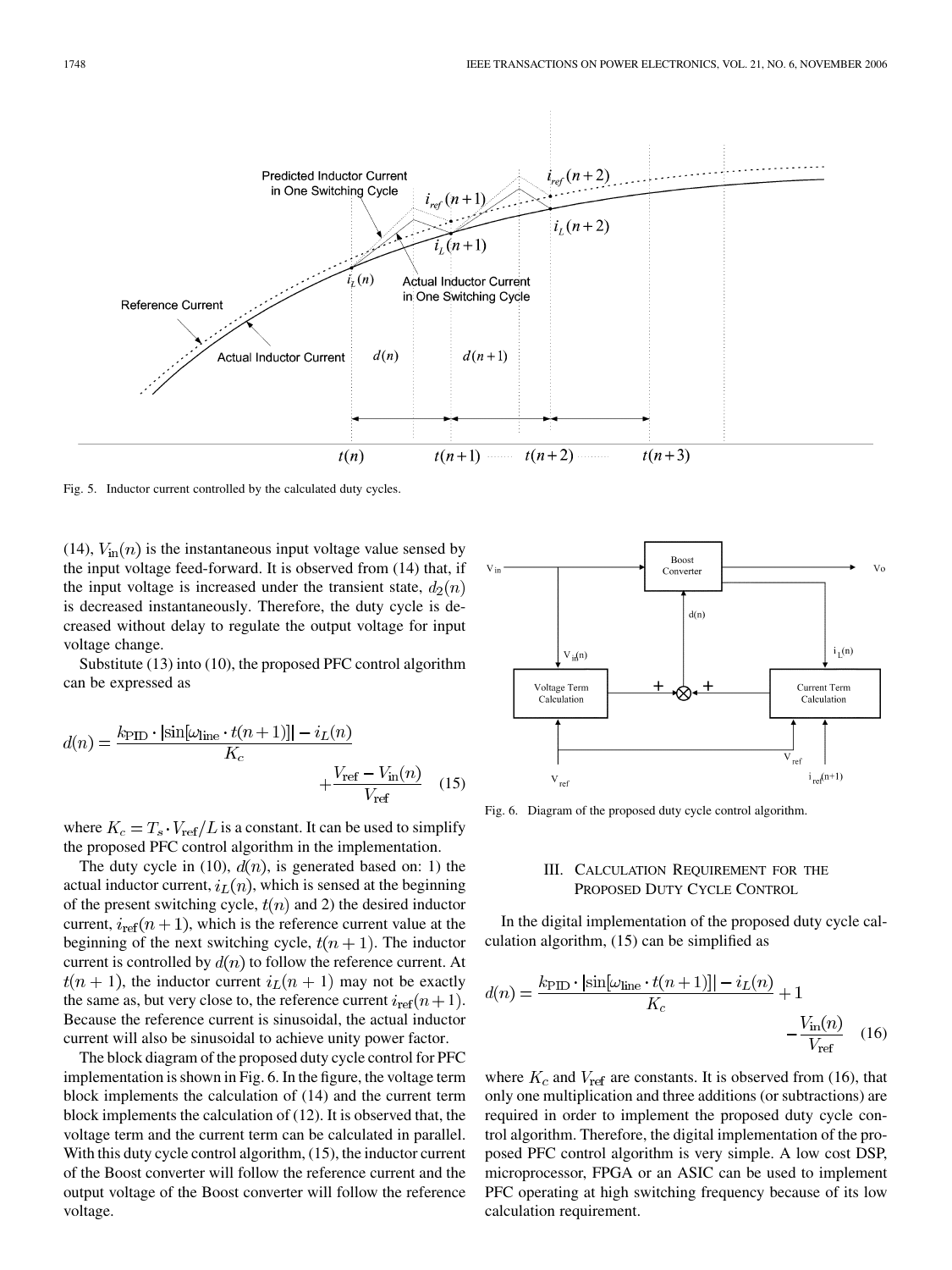Fig. 5. Inductor current controlled by the calculated duty cycles.

(14), $V_{\text{in}}(n)$ is the instantaneous input voltage value sensed by the input voltage feed-forward. It is observed from (14) that, if the input voltage is increased under the transient state, $d_2(n)$ is decreased instantaneously. Therefore, the duty cycle is decreased without delay to regulate the output voltage for input voltage change.

Substitute (13) into (10), the proposed PFC control algorithm can be expressed as

$$d(n) = \frac{k_{\text{PID}} \cdot |\sin[\omega_{\text{line}} \cdot t(n+1)]| - i_L(n)}{K_c} + \frac{V_{\text{ref}} - V_{\text{in}}(n)}{V_{\text{ref}}} \quad (15)$$

where $K_c = T_s \cdot V_{\text{ref}}/L$ is a constant. It can be used to simplify the proposed PFC control algorithm in the implementation.

The duty cycle in (10), $d(n)$, is generated based on: 1) the actual inductor current, $i_L(n)$, which is sensed at the beginning of the present switching cycle, $t(n)$ and 2) the desired inductor current, $i_{\text{ref}}(n+1)$, which is the reference current value at the beginning of the next switching cycle, $t(n+1)$. The inductor current is controlled by $d(n)$ to follow the reference current. At $t(n+1)$, the inductor current $i_L(n+1)$ may not be exactly the same as, but very close to, the reference current $i_{\text{ref}}(n+1)$. Because the reference current is sinusoidal, the actual inductor current will also be sinusoidal to achieve unity power factor.

The block diagram of the proposed duty cycle control for PFC implementation is shown in Fig. 6. In the figure, the voltage term block implements the calculation of (14) and the current term block implements the calculation of (12). It is observed that, the voltage term and the current term can be calculated in parallel. With this duty cycle control algorithm, (15), the inductor current of the Boost converter will follow the reference current and the output voltage of the Boost converter will follow the reference voltage.

Fig. 6. Diagram of the proposed duty cycle control algorithm.

## III. Calculation Requirement for the Proposed Duty Cycle Control

In the digital implementation of the proposed duty cycle calculation algorithm, (15) can be simplified as

$$d(n) = \frac{k_{\text{PID}} \cdot |\sin[\omega_{\text{line}} \cdot t(n+1)]| - i_L(n)}{K_c} + 1 - \frac{V_{\text{in}}(n)}{V_{\text{ref}}} \quad (16)$$

where $K_c$ and $V_{\text{ref}}$ are constants. It is observed from (16), that only one multiplication and three additions (or subtractions) are required in order to implement the proposed duty cycle control algorithm. Therefore, the digital implementation of the proposed PFC control algorithm is very simple. A low cost DSP, microprocessor, FPGA or an ASIC can be used to implement PFC operating at high switching frequency because of its low calculation requirement.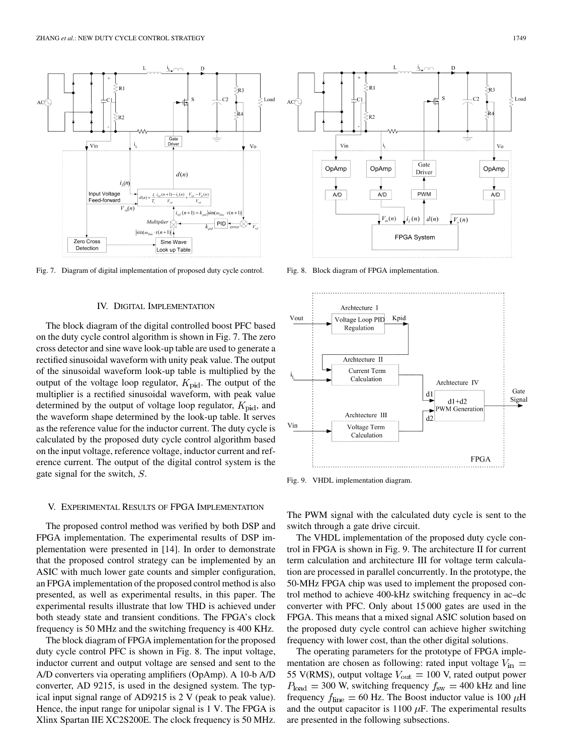Fig. 7. Diagram of digital implementation of proposed duty cycle control.

Fig. 8. Block diagram of FPGA implementation.

## IV. Digital Implementation

The block diagram of the digital controlled boost PFC based on the duty cycle control algorithm is shown in Fig. 7. The zero cross detector and sine wave look-up table are used to generate a rectified sinusoidal waveform with unity peak value. The output of the sinusoidal waveform look-up table is multiplied by the output of the voltage loop regulator, $K_{\rm pid}$. The output of the multiplier is a rectified sinusoidal waveform, with peak value determined by the output of voltage loop regulator, $K_{\rm pid}$, and the waveform shape determined by the look-up table. It serves as the reference value for the inductor current. The duty cycle is calculated by the proposed duty cycle control algorithm based on the input voltage, reference voltage, inductor current and reference current. The output of the digital control system is the gate signal for the switch, $S$.

## V. Experimental Results of FPGA Implementation

The proposed control method was verified by both DSP and FPGA implementation. The experimental results of DSP implementation were presented in [14]. In order to demonstrate that the proposed control strategy can be implemented by an ASIC with much lower gate counts and simpler configuration, an FPGA implementation of the proposed control method is also presented, as well as experimental results, in this paper. The experimental results illustrate that low THD is achieved under both steady state and transient conditions. The FPGA's clock frequency is 50 MHz and the switching frequency is 400 KHz.

The block diagram of FPGA implementation for the proposed duty cycle control PFC is shown in Fig. 8. The input voltage, inductor current and output voltage are sensed and sent to the A/D converters via operating amplifiers (OpAmp). A 10-b A/D converter, AD 9215, is used in the designed system. The typical input signal range of AD9215 is 2 V (peak to peak value). Hence, the input range for unipolar signal is 1 V. The FPGA is Xlinx Spartan IIE XC2S200E. The clock frequency is 50 MHz.

Fig. 9. VHDL implementation diagram.

The PWM signal with the calculated duty cycle is sent to the switch through a gate drive circuit.

The VHDL implementation of the proposed duty cycle control in FPGA is shown in Fig. 9. The architecture II for current term calculation and architecture III for voltage term calculation are processed in parallel concurrently. In the prototype, the 50-MHz FPGA chip was used to implement the proposed control method to achieve 400-kHz switching frequency in ac–dc converter with PFC. Only about 15 000 gates are used in the FPGA. This means that a mixed signal ASIC solution based on the proposed duty cycle control can achieve higher switching frequency with lower cost, than the other digital solutions.

The operating parameters for the prototype of FPGA implementation are chosen as following: rated input voltage $V_{\rm in} =$ 55 V(RMS), output voltage $V_{\rm out} = 100$ V, rated output power $P_{\rm load} = 300$ W, switching frequency $f_{\rm sw} = 400$ kHz and line frequency $f_{\rm line} = 60$ Hz. The Boost inductor value is 100 $\mu$H and the output capacitor is 1100 $\mu$F. The experimental results are presented in the following subsections.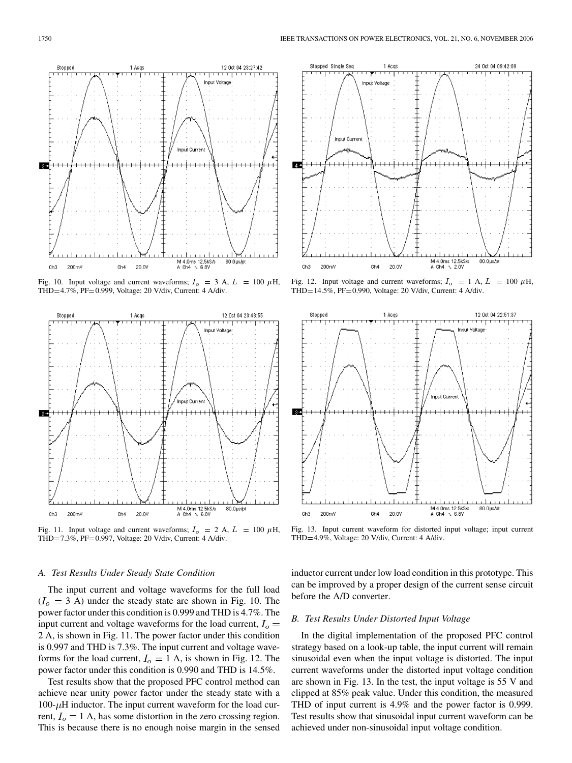Fig. 10. Input voltage and current waveforms; $I_o = 3$ A, $L = 100$ $\mu$H, THD=4.7%, PF=0.999, Voltage: 20 V/div, Current: 4 A/div.

Fig. 11. Input voltage and current waveforms; $I_o = 2$ A, $L = 100$ $\mu$H, THD=7.3%, PF=0.997, Voltage: 20 V/div, Current: 4 A/div.

Fig. 12. Input voltage and current waveforms; $I_o = 1$ A, $L = 100$ $\mu$H, THD=14.5%, PF=0.990, Voltage: 20 V/div, Current: 4 A/div.

Fig. 13. Input current waveform for distorted input voltage; input current THD=4.9%, Voltage: 20 V/div, Current: 4 A/div.

### *A. Test Results Under Steady State Condition*

The input current and voltage waveforms for the full load ($I_o = 3$ A) under the steady state are shown in Fig. 10. The power factor under this condition is 0.999 and THD is 4.7%. The input current and voltage waveforms for the load current, $I_o = 2$ A, is shown in Fig. 11. The power factor under this condition is 0.997 and THD is 7.3%. The input current and voltage waveforms for the load current, $I_o = 1$ A, is shown in Fig. 12. The power factor under this condition is 0.990 and THD is 14.5%.

Test results show that the proposed PFC control method can achieve near unity power factor under the steady state with a 100-$\mu$H inductor. The input current waveform for the load current, $I_o = 1$ A, has some distortion in the zero crossing region. This is because there is no enough noise margin in the sensed inductor current under low load condition in this prototype. This can be improved by a proper design of the current sense circuit before the A/D converter.

### *B. Test Results Under Distorted Input Voltage*

In the digital implementation of the proposed PFC control strategy based on a look-up table, the input current will remain sinusoidal even when the input voltage is distorted. The input current waveforms under the distorted input voltage condition are shown in Fig. 13. In the test, the input voltage is 55 V and clipped at 85% peak value. Under this condition, the measured THD of input current is 4.9% and the power factor is 0.999. Test results show that sinusoidal input current waveform can be achieved under non-sinusoidal input voltage condition.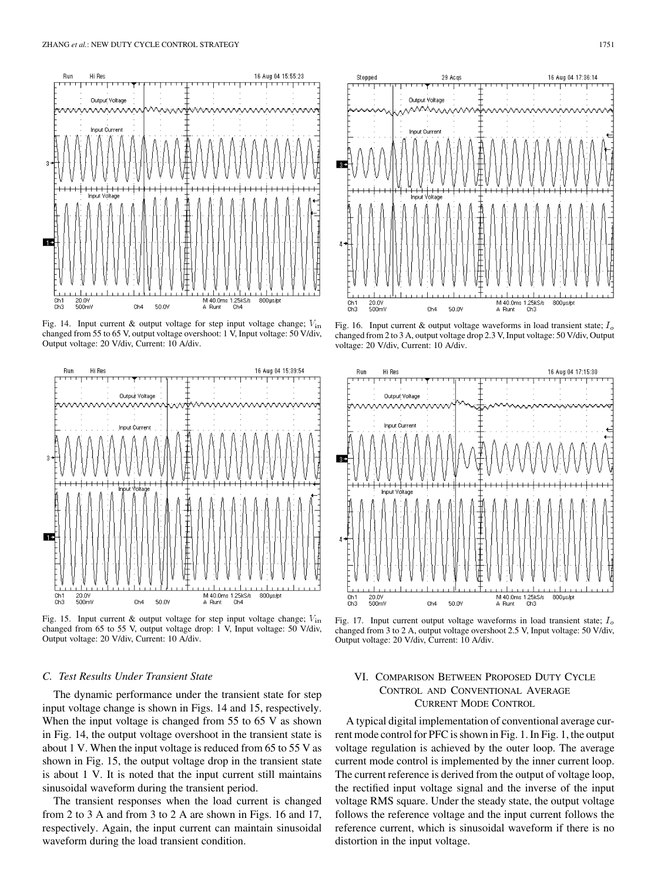Fig. 14. Input current & output voltage for step input voltage change; $V_{\rm in}$ changed from 55 to 65 V, output voltage overshoot: 1 V, Input voltage: 50 V/div, Output voltage: 20 V/div, Current: 10 A/div.

Fig. 15. Input current & output voltage for step input voltage change; $V_{\rm in}$ changed from 65 to 55 V, output voltage drop: 1 V, Input voltage: 50 V/div, Output voltage: 20 V/div, Current: 10 A/div.

Fig. 16. Input current & output voltage waveforms in load transient state; $I_o$ changed from 2 to 3 A, output voltage drop 2.3 V, Input voltage: 50 V/div, Output voltage: 20 V/div, Current: 10 A/div.

Fig. 17. Input current output voltage waveforms in load transient state; $I_o$ changed from 3 to 2 A, output voltage overshoot 2.5 V, Input voltage: 50 V/div, Output voltage: 20 V/div, Current: 10 A/div.

### C. Test Results Under Transient State

The dynamic performance under the transient state for step input voltage change is shown in Figs. 14 and 15, respectively. When the input voltage is changed from 55 to 65 V as shown in Fig. 14, the output voltage overshoot in the transient state is about 1 V. When the input voltage is reduced from 65 to 55 V as shown in Fig. 15, the output voltage drop in the transient state is about 1 V. It is noted that the input current still maintains sinusoidal waveform during the transient period.

The transient responses when the load current is changed from 2 to 3 A and from 3 to 2 A are shown in Figs. 16 and 17, respectively. Again, the input current can maintain sinusoidal waveform during the load transient condition.

## VI. Comparison Between Proposed Duty Cycle Control and Conventional Average Current Mode Control

A typical digital implementation of conventional average current mode control for PFC is shown in Fig. 1. In Fig. 1, the output voltage regulation is achieved by the outer loop. The average current mode control is implemented by the inner current loop. The current reference is derived from the output of voltage loop, the rectified input voltage signal and the inverse of the input voltage RMS square. Under the steady state, the output voltage follows the reference voltage and the input current follows the reference current, which is sinusoidal waveform if there is no distortion in the input voltage.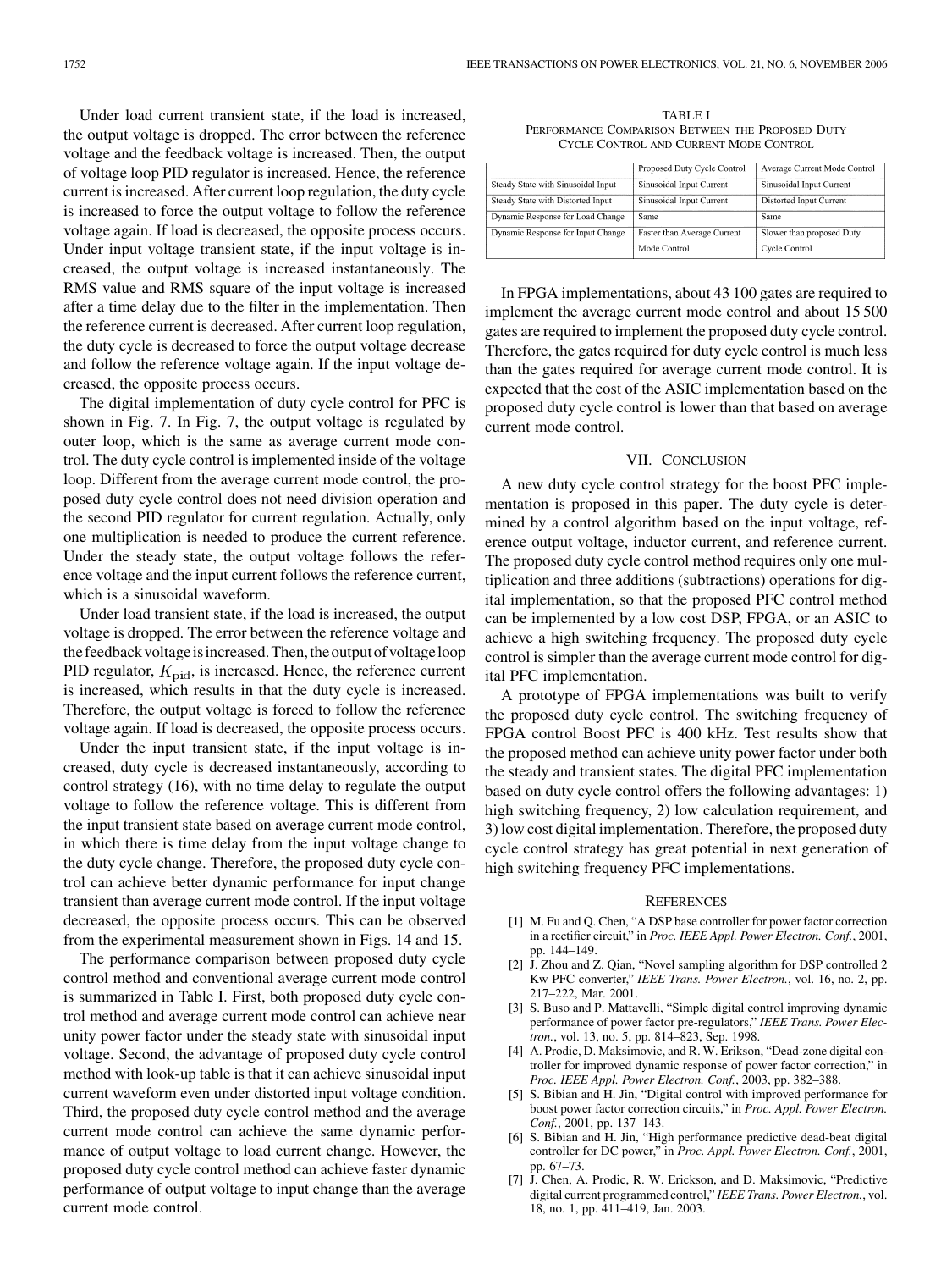Under load current transient state, if the load is increased, the output voltage is dropped. The error between the reference voltage and the feedback voltage is increased. Then, the output of voltage loop PID regulator is increased. Hence, the reference current is increased. After current loop regulation, the duty cycle is increased to force the output voltage to follow the reference voltage again. If load is decreased, the opposite process occurs. Under input voltage transient state, if the input voltage is increased, the output voltage is increased instantaneously. The RMS value and RMS square of the input voltage is increased after a time delay due to the filter in the implementation. Then the reference current is decreased. After current loop regulation, the duty cycle is decreased to force the output voltage decrease and follow the reference voltage again. If the input voltage decreased, the opposite process occurs.

The digital implementation of duty cycle control for PFC is shown in Fig. 7. In Fig. 7, the output voltage is regulated by outer loop, which is the same as average current mode control. The duty cycle control is implemented inside of the voltage loop. Different from the average current mode control, the proposed duty cycle control does not need division operation and the second PID regulator for current regulation. Actually, only one multiplication is needed to produce the current reference. Under the steady state, the output voltage follows the reference voltage and the input current follows the reference current, which is a sinusoidal waveform.

Under load transient state, if the load is increased, the output voltage is dropped. The error between the reference voltage and the feedback voltage is increased. Then, the output of voltage loop PID regulator, $K_{\text{pid}}$, is increased. Hence, the reference current is increased, which results in that the duty cycle is increased. Therefore, the output voltage is forced to follow the reference voltage again. If load is decreased, the opposite process occurs.

Under the input transient state, if the input voltage is increased, duty cycle is decreased instantaneously, according to control strategy (16), with no time delay to regulate the output voltage to follow the reference voltage. This is different from the input transient state based on average current mode control, in which there is time delay from the input voltage change to the duty cycle change. Therefore, the proposed duty cycle control can achieve better dynamic performance for input change transient than average current mode control. If the input voltage decreased, the opposite process occurs. This can be observed from the experimental measurement shown in Figs. 14 and 15.

The performance comparison between proposed duty cycle control method and conventional average current mode control is summarized in Table I. First, both proposed duty cycle control method and average current mode control can achieve near unity power factor under the steady state with sinusoidal input voltage. Second, the advantage of proposed duty cycle control method with look-up table is that it can achieve sinusoidal input current waveform even under distorted input voltage condition. Third, the proposed duty cycle control method and the average current mode control can achieve the same dynamic performance of output voltage to load current change. However, the proposed duty cycle control method can achieve faster dynamic performance of output voltage to input change than the average current mode control.

TABLE I
PERFORMANCE COMPARISON BETWEEN THE PROPOSED DUTY CYCLE CONTROL AND CURRENT MODE CONTROL

| | Proposed Duty Cycle Control | Average Current Mode Control |
|---|---|---|
| Steady State with Sinusoidal Input | Sinusoidal Input Current | Sinusoidal Input Current |
| Steady State with Distorted Input | Sinusoidal Input Current | Distorted Input Current |
| Dynamic Response for Load Change | Same | Same |
| Dynamic Response for Input Change | Faster than Average Current Mode Control | Slower than proposed Duty Cycle Control |

In FPGA implementations, about 43 100 gates are required to implement the average current mode control and about 15 500 gates are required to implement the proposed duty cycle control. Therefore, the gates required for duty cycle control is much less than the gates required for average current mode control. It is expected that the cost of the ASIC implementation based on the proposed duty cycle control is lower than that based on average current mode control.

## VII. Conclusion

A new duty cycle control strategy for the boost PFC implementation is proposed in this paper. The duty cycle is determined by a control algorithm based on the input voltage, reference output voltage, inductor current, and reference current. The proposed duty cycle control method requires only one multiplication and three additions (subtractions) operations for digital implementation, so that the proposed PFC control method can be implemented by a low cost DSP, FPGA, or an ASIC to achieve a high switching frequency. The proposed duty cycle control is simpler than the average current mode control for digital PFC implementation.

A prototype of FPGA implementations was built to verify the proposed duty cycle control. The switching frequency of FPGA control Boost PFC is 400 kHz. Test results show that the proposed method can achieve unity power factor under both the steady and transient states. The digital PFC implementation based on duty cycle control offers the following advantages: 1) high switching frequency, 2) low calculation requirement, and 3) low cost digital implementation. Therefore, the proposed duty cycle control strategy has great potential in next generation of high switching frequency PFC implementations.

## References

[1] M. Fu and Q. Chen, "A DSP base controller for power factor correction in a rectifier circuit," in *Proc. IEEE Appl. Power Electron. Conf.*, 2001, pp. 144–149.

[2] J. Zhou and Z. Qian, "Novel sampling algorithm for DSP controlled 2 Kw PFC converter," *IEEE Trans. Power Electron.*, vol. 16, no. 2, pp. 217–222, Mar. 2001.

[3] S. Buso and P. Mattavelli, "Simple digital control improving dynamic performance of power factor pre-regulators," *IEEE Trans. Power Electron.*, vol. 13, no. 5, pp. 814–823, Sep. 1998.

[4] A. Prodic, D. Maksimovic, and R. W. Erikson, "Dead-zone digital controller for improved dynamic response of power factor correction," in *Proc. IEEE Appl. Power Electron. Conf.*, 2003, pp. 382–388.

[5] S. Bibian and H. Jin, "Digital control with improved performance for boost power factor correction circuits," in *Proc. Appl. Power Electron. Conf.*, 2001, pp. 137–143.

[6] S. Bibian and H. Jin, "High performance predictive dead-beat digital controller for DC power," in *Proc. Appl. Power Electron. Conf.*, 2001, pp. 67–73.

[7] J. Chen, A. Prodic, R. W. Erickson, and D. Maksimovic, "Predictive digital current programmed control," *IEEE Trans. Power Electron.*, vol. 18, no. 1, pp. 411–419, Jan. 2003.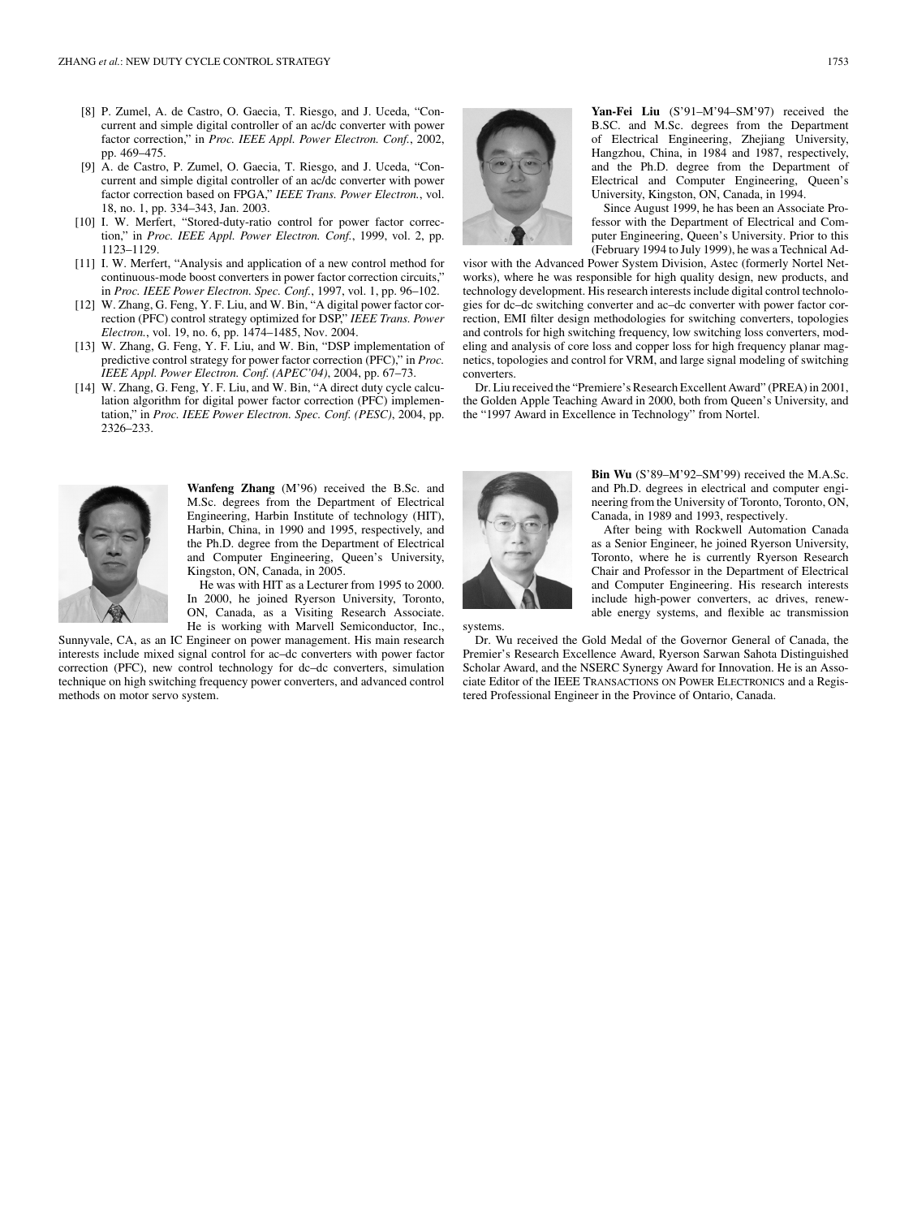[8] P. Zumel, A. de Castro, O. Gaecia, T. Riesgo, and J. Uceda, "Concurrent and simple digital controller of an ac/dc converter with power factor correction," in *Proc. IEEE Appl. Power Electron. Conf.*, 2002, pp. 469–475.

[9] A. de Castro, P. Zumel, O. Gaecia, T. Riesgo, and J. Uceda, "Concurrent and simple digital controller of an ac/dc converter with power factor correction based on FPGA," *IEEE Trans. Power Electron.*, vol. 18, no. 1, pp. 334–343, Jan. 2003.

[10] I. W. Merfert, "Stored-duty-ratio control for power factor correction," in *Proc. IEEE Appl. Power Electron. Conf.*, 1999, vol. 2, pp. 1123–1129.

[11] I. W. Merfert, "Analysis and application of a new control method for continuous-mode boost converters in power factor correction circuits," in *Proc. IEEE Power Electron. Spec. Conf.*, 1997, vol. 1, pp. 96–102.

[12] W. Zhang, G. Feng, Y. F. Liu, and W. Bin, "A digital power factor correction (PFC) control strategy optimized for DSP," *IEEE Trans. Power Electron.*, vol. 19, no. 6, pp. 1474–1485, Nov. 2004.

[13] W. Zhang, G. Feng, Y. F. Liu, and W. Bin, "DSP implementation of predictive control strategy for power factor correction (PFC)," in *Proc. IEEE Appl. Power Electron. Conf. (APEC'04)*, 2004, pp. 67–73.

[14] W. Zhang, G. Feng, Y. F. Liu, and W. Bin, "A direct duty cycle calculation algorithm for digital power factor correction (PFC) implementation," in *Proc. IEEE Power Electron. Spec. Conf. (PESC)*, 2004, pp. 2326–233.

**Wanfeng Zhang** (M'96) received the B.Sc. and M.Sc. degrees from the Department of Electrical Engineering, Harbin Institute of technology (HIT), Harbin, China, in 1990 and 1995, respectively, and the Ph.D. degree from the Department of Electrical and Computer Engineering, Queen's University, Kingston, ON, Canada, in 2005.

He was with HIT as a Lecturer from 1995 to 2000. In 2000, he joined Ryerson University, Toronto, ON, Canada, as a Visiting Research Associate. He is working with Marvell Semiconductor, Inc., Sunnyvale, CA, as an IC Engineer on power management. His main research interests include mixed signal control for ac–dc converters with power factor correction (PFC), new control technology for dc–dc converters, simulation technique on high switching frequency power converters, and advanced control methods on motor servo system.

**Yan-Fei Liu** (S'91–M'94–SM'97) received the B.SC. and M.Sc. degrees from the Department of Electrical Engineering, Zhejiang University, Hangzhou, China, in 1984 and 1987, respectively, and the Ph.D. degree from the Department of Electrical and Computer Engineering, Queen's University, Kingston, ON, Canada, in 1994.

Since August 1999, he has been an Associate Professor with the Department of Electrical and Computer Engineering, Queen's University. Prior to this (February 1994 to July 1999), he was a Technical Advisor with the Advanced Power System Division, Astec (formerly Nortel Networks), where he was responsible for high quality design, new products, and technology development. His research interests include digital control technologies for dc–dc switching converter and ac–dc converter with power factor correction, EMI filter design methodologies for switching converters, topologies and controls for high switching frequency, low switching loss converters, modeling and analysis of core loss and copper loss for high frequency planar magnetics, topologies and control for VRM, and large signal modeling of switching converters.

Dr. Liu received the "Premiere's Research Excellent Award" (PREA) in 2001, the Golden Apple Teaching Award in 2000, both from Queen's University, and the "1997 Award in Excellence in Technology" from Nortel.

**Bin Wu** (S'89–M'92–SM'99) received the M.A.Sc. and Ph.D. degrees in electrical and computer engineering from the University of Toronto, Toronto, ON, Canada, in 1989 and 1993, respectively.

After being with Rockwell Automation Canada as a Senior Engineer, he joined Ryerson University, Toronto, where he is currently Ryerson Research Chair and Professor in the Department of Electrical and Computer Engineering. His research interests include high-power converters, ac drives, renewable energy systems, and flexible ac transmission systems.

Dr. Wu received the Gold Medal of the Governor General of Canada, the Premier's Research Excellence Award, Ryerson Sarwan Sahota Distinguished Scholar Award, and the NSERC Synergy Award for Innovation. He is an Associate Editor of the IEEE TRANSACTIONS ON POWER ELECTRONICS and a Registered Professional Engineer in the Province of Ontario, Canada.